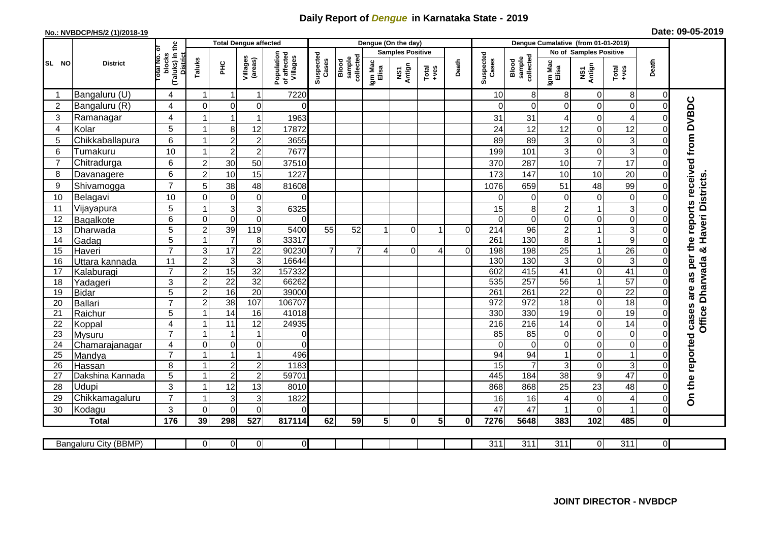# Daily Report of *Dengue* in Karnataka State - 2019

**No.: NVBDCP/HS/2 (1)/2018-19**

**Date: 09-05-2019**

| SL NO | District | Total No. of blocks (Taluks) in the District | Total Dengue affected | | | | Dengue (On the day) | | | | | | | Dengue Cumalative (from 01-01-2019) | | | | | | | |
|---|---|---|---|---|---|---|---|---|---|---|---|---|---|---|---|---|---|---|---|---|
| | | | Taluks | PHC | Villages (areas) | Population of affected Villages | Suspected Cases | Blood sample collected | Samples Positive | | | Death | Suspected Cases | Blood sample collected | No of Samples Positive | | | Death | |
| | | | | | | | | | Igm Mac Elisa | NS1 Antign | Total +ves | | | | Igm Mac Elisa | NS1 Antign | Total +ves | | |
| 1 | Bangaluru (U) | 4 | 1 | 1 | 1 | 7220 | | | | | | | 10 | 8 | 8 | 0 | 8 | 0 | On the reported cases are as per the reports received from DVBDC Office Dharwada & Haveri Districts. |
| 2 | Bangaluru (R) | 4 | 0 | 0 | 0 | 0 | | | | | | | 0 | 0 | 0 | 0 | 0 | 0 | |
| 3 | Ramanagar | 4 | 1 | 1 | 1 | 1963 | | | | | | | 31 | 31 | 4 | 0 | 4 | 0 | |
| 4 | Kolar | 5 | 1 | 8 | 12 | 17872 | | | | | | | 24 | 12 | 12 | 0 | 12 | 0 | |
| 5 | Chikkaballapura | 6 | 1 | 2 | 2 | 3655 | | | | | | | 89 | 89 | 3 | 0 | 3 | 0 | |
| 6 | Tumakuru | 10 | 1 | 2 | 2 | 7677 | | | | | | | 199 | 101 | 3 | 0 | 3 | 0 | |
| 7 | Chitradurga | 6 | 2 | 30 | 50 | 37510 | | | | | | | 370 | 287 | 10 | 7 | 17 | 0 | |
| 8 | Davanagere | 6 | 2 | 10 | 15 | 1227 | | | | | | | 173 | 147 | 10 | 10 | 20 | 0 | |
| 9 | Shivamogga | 7 | 5 | 38 | 48 | 81608 | | | | | | | 1076 | 659 | 51 | 48 | 99 | 0 | |
| 10 | Belagavi | 10 | 0 | 0 | 0 | 0 | | | | | | | 0 | 0 | 0 | 0 | 0 | 0 | |
| 11 | Vijayapura | 5 | 1 | 3 | 3 | 6325 | | | | | | | 15 | 8 | 2 | 1 | 3 | 0 | |
| 12 | Bagalkote | 6 | 0 | 0 | 0 | 0 | | | | | | | 0 | 0 | 0 | 0 | 0 | 0 | |
| 13 | Dharwada | 5 | 2 | 39 | 119 | 5400 | 55 | 52 | 1 | 0 | 1 | 0 | 214 | 96 | 2 | 1 | 3 | 0 | |
| 14 | Gadag | 5 | 1 | 7 | 8 | 33317 | | | | | | | 261 | 130 | 8 | 1 | 9 | 0 | |
| 15 | Haveri | 7 | 3 | 17 | 22 | 90230 | 7 | 7 | 4 | 0 | 4 | 0 | 198 | 198 | 25 | 1 | 26 | 0 | |
| 16 | Uttara kannada | 11 | 2 | 3 | 3 | 16644 | | | | | | | 130 | 130 | 3 | 0 | 3 | 0 | |
| 17 | Kalaburagi | 7 | 2 | 15 | 32 | 157332 | | | | | | | 602 | 415 | 41 | 0 | 41 | 0 | |
| 18 | Yadageri | 3 | 2 | 22 | 32 | 66262 | | | | | | | 535 | 257 | 56 | 1 | 57 | 0 | |
| 19 | Bidar | 5 | 2 | 16 | 20 | 39000 | | | | | | | 261 | 261 | 22 | 0 | 22 | 0 | |
| 20 | Ballari | 7 | 2 | 38 | 107 | 106707 | | | | | | | 972 | 972 | 18 | 0 | 18 | 0 | |
| 21 | Raichur | 5 | 1 | 14 | 16 | 41018 | | | | | | | 330 | 330 | 19 | 0 | 19 | 0 | |
| 22 | Koppal | 4 | 1 | 11 | 12 | 24935 | | | | | | | 216 | 216 | 14 | 0 | 14 | 0 | |
| 23 | Mysuru | 7 | 1 | 1 | 1 | 0 | | | | | | | 85 | 85 | 0 | 0 | 0 | 0 | |
| 24 | Chamarajanagar | 4 | 0 | 0 | 0 | 0 | | | | | | | 0 | 0 | 0 | 0 | 0 | 0 | |
| 25 | Mandya | 7 | 1 | 1 | 1 | 496 | | | | | | | 94 | 94 | 1 | 0 | 1 | 0 | |
| 26 | Hassan | 8 | 1 | 2 | 2 | 1183 | | | | | | | 15 | 7 | 3 | 0 | 3 | 0 | |
| 27 | Dakshina Kannada | 5 | 1 | 2 | 2 | 59701 | | | | | | | 445 | 184 | 38 | 9 | 47 | 0 | |
| 28 | Udupi | 3 | 1 | 12 | 13 | 8010 | | | | | | | 868 | 868 | 25 | 23 | 48 | 0 | |
| 29 | Chikkamagaluru | 7 | 1 | 3 | 3 | 1822 | | | | | | | 16 | 16 | 4 | 0 | 4 | 0 | |
| 30 | Kodagu | 3 | 0 | 0 | 0 | 0 | | | | | | | 47 | 47 | 1 | 0 | 1 | 0 | |
| **Total** | | **176** | **39** | **298** | **527** | **817114** | **62** | **59** | **5** | **0** | **5** | **0** | **7276** | **5648** | **383** | **102** | **485** | **0** | |

| Bangaluru City (BBMP) | | 0 | 0 | 0 | 0 | | | | | | | 311 | 311 | 311 | 0 | 311 | 0 |
|---|---|---|---|---|---|---|---|---|---|---|---|---|---|---|---|---|---|

**JOINT DIRECTOR - NVBDCP**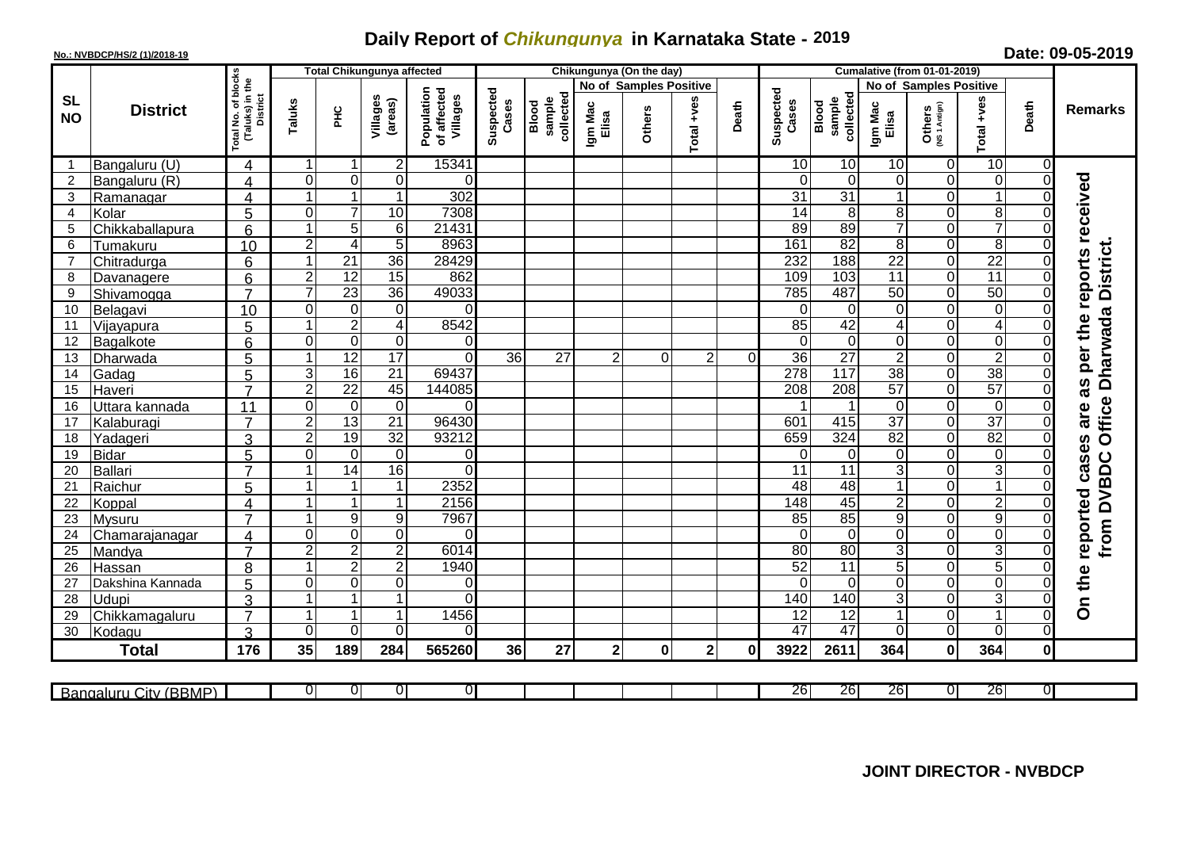# Daily Report of *Chikungunya* in Karnataka State - 2019

**No.: NVBDCP/HS/2 (1)/2018-19**

**Date: 09-05-2019**

| SL NO | District | Total No. of blocks (Taluks) in the District | Total Chikungunya affected | | | | Chikungunya (On the day) | | | | | | | Cumalative (from 01-01-2019) | | | | | | | Remarks |
|---|---|---|---|---|---|---|---|---|---|---|---|---|---|---|---|---|---|---|---|---|---|
| | | | Taluks | PHC | Villages (areas) | Population of affected Villages | Suspected Cases | Blood sample collected | No of Samples Positive | | | Death | Suspected Cases | Blood sample collected | No of Samples Positive | | | Death | |
| | | | | | | | | | Igm Mac Elisa | Others | Total +ves | | | | Igm Mac Elisa | Others (NS 1 Antign) | Total +ves | | |
| 1 | Bangaluru (U) | 4 | 1 | 1 | 2 | 15341 | | | | | | | 10 | 10 | 10 | 0 | 10 | 0 | On the reported cases are as per the reports received from DVBDC Office Dharwada District. |
| 2 | Bangaluru (R) | 4 | 0 | 0 | 0 | 0 | | | | | | | 0 | 0 | 0 | 0 | 0 | 0 | |
| 3 | Ramanagar | 4 | 1 | 1 | 1 | 302 | | | | | | | 31 | 31 | 1 | 0 | 1 | 0 | |
| 4 | Kolar | 5 | 0 | 7 | 10 | 7308 | | | | | | | 14 | 8 | 8 | 0 | 8 | 0 | |
| 5 | Chikkaballapura | 6 | 1 | 5 | 6 | 21431 | | | | | | | 89 | 89 | 7 | 0 | 7 | 0 | |
| 6 | Tumakuru | 10 | 2 | 4 | 5 | 8963 | | | | | | | 161 | 82 | 8 | 0 | 8 | 0 | |
| 7 | Chitradurga | 6 | 1 | 21 | 36 | 28429 | | | | | | | 232 | 188 | 22 | 0 | 22 | 0 | |
| 8 | Davanagere | 6 | 2 | 12 | 15 | 862 | | | | | | | 109 | 103 | 11 | 0 | 11 | 0 | |
| 9 | Shivamogga | 7 | 7 | 23 | 36 | 49033 | | | | | | | 785 | 487 | 50 | 0 | 50 | 0 | |
| 10 | Belagavi | 10 | 0 | 0 | 0 | 0 | | | | | | | 0 | 0 | 0 | 0 | 0 | 0 | |
| 11 | Vijayapura | 5 | 1 | 2 | 4 | 8542 | | | | | | | 85 | 42 | 4 | 0 | 4 | 0 | |
| 12 | Bagalkote | 6 | 0 | 0 | 0 | 0 | | | | | | | 0 | 0 | 0 | 0 | 0 | 0 | |
| 13 | Dharwada | 5 | 1 | 12 | 17 | 0 | 36 | 27 | 2 | 0 | 2 | 0 | 36 | 27 | 2 | 0 | 2 | 0 | |
| 14 | Gadag | 5 | 3 | 16 | 21 | 69437 | | | | | | | 278 | 117 | 38 | 0 | 38 | 0 | |
| 15 | Haveri | 7 | 2 | 22 | 45 | 144085 | | | | | | | 208 | 208 | 57 | 0 | 57 | 0 | |
| 16 | Uttara kannada | 11 | 0 | 0 | 0 | 0 | | | | | | | 1 | 1 | 0 | 0 | 0 | 0 | |
| 17 | Kalaburagi | 7 | 2 | 13 | 21 | 96430 | | | | | | | 601 | 415 | 37 | 0 | 37 | 0 | |
| 18 | Yadageri | 3 | 2 | 19 | 32 | 93212 | | | | | | | 659 | 324 | 82 | 0 | 82 | 0 | |
| 19 | Bidar | 5 | 0 | 0 | 0 | 0 | | | | | | | 0 | 0 | 0 | 0 | 0 | 0 | |
| 20 | Ballari | 7 | 1 | 14 | 16 | 0 | | | | | | | 11 | 11 | 3 | 0 | 3 | 0 | |
| 21 | Raichur | 5 | 1 | 1 | 1 | 2352 | | | | | | | 48 | 48 | 1 | 0 | 1 | 0 | |
| 22 | Koppal | 4 | 1 | 1 | 1 | 2156 | | | | | | | 148 | 45 | 2 | 0 | 2 | 0 | |
| 23 | Mysuru | 7 | 1 | 9 | 9 | 7967 | | | | | | | 85 | 85 | 9 | 0 | 9 | 0 | |
| 24 | Chamarajanagar | 4 | 0 | 0 | 0 | 0 | | | | | | | 0 | 0 | 0 | 0 | 0 | 0 | |
| 25 | Mandya | 7 | 2 | 2 | 2 | 6014 | | | | | | | 80 | 80 | 3 | 0 | 3 | 0 | |
| 26 | Hassan | 8 | 1 | 2 | 2 | 1940 | | | | | | | 52 | 11 | 5 | 0 | 5 | 0 | |
| 27 | Dakshina Kannada | 5 | 0 | 0 | 0 | 0 | | | | | | | 0 | 0 | 0 | 0 | 0 | 0 | |
| 28 | Udupi | 3 | 1 | 1 | 1 | 0 | | | | | | | 140 | 140 | 3 | 0 | 3 | 0 | |
| 29 | Chikkamagaluru | 7 | 1 | 1 | 1 | 1456 | | | | | | | 12 | 12 | 1 | 0 | 1 | 0 | |
| 30 | Kodagu | 3 | 0 | 0 | 0 | 0 | | | | | | | 47 | 47 | 0 | 0 | 0 | 0 | |
| **Total** | | **176** | **35** | **189** | **284** | **565260** | **36** | **27** | **2** | **0** | **2** | **0** | **3922** | **2611** | **364** | **0** | **364** | **0** | |
| | Bangaluru City (BBMP) | | 0 | 0 | 0 | 0 | | | | | | | 26 | 26 | 26 | 0 | 26 | 0 | |

**JOINT DIRECTOR - NVBDCP**